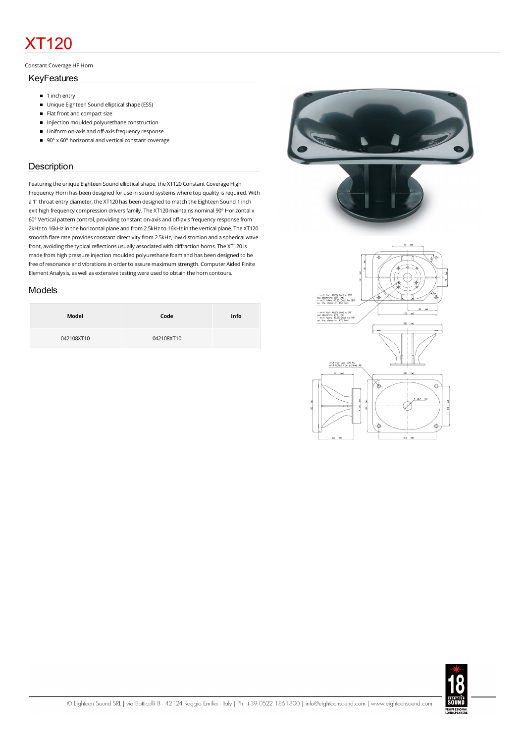# XT120

Constant Coverage HF Horn

## KeyFeatures

- 1 inch entry
- Unique Eighteen Sound elliptical shape (ESS)
- Flat front and compact size
- Injection moulded polyurethane construction
- Uniform on-axis and off-axis frequency response
- 90° x 60° horizontal and vertical constant coverage

## Description

Featuring the unique Eighteen Sound elliptical shape, the XT120 Constant Coverage High Frequency Horn has been designed for use in sound systems where top quality is required. With a 1" throat entry diameter, the XT120 has been designed to match the Eighteen Sound 1 inch exit high frequency compression drivers family. The XT120 maintains nominal 90° Horizontal x 60° Vertical pattern control, providing constant on-axis and off-axis frequency response from 2kHz to 16kHz in the horizontal plane and from 2.5kHz to 16kHz in the vertical plane. The XT120 smooth flare rate provides constant directivity from 2.5kHz, low distortion and a spherical wave front, avoiding the typical reflections usually associated with diffraction horns. The XT120 is made from high pressure injection moulded polyurethane foam and has been designed to be free of resonance and vibrations in order to assure maximum strength. Computer Aided Finite Element Analysis, as well as extensive testing were used to obtain the horn contours.

## Models

| Model | Code | Info |
|---|---|---|
| 042108XT10 | 042108XT10 | |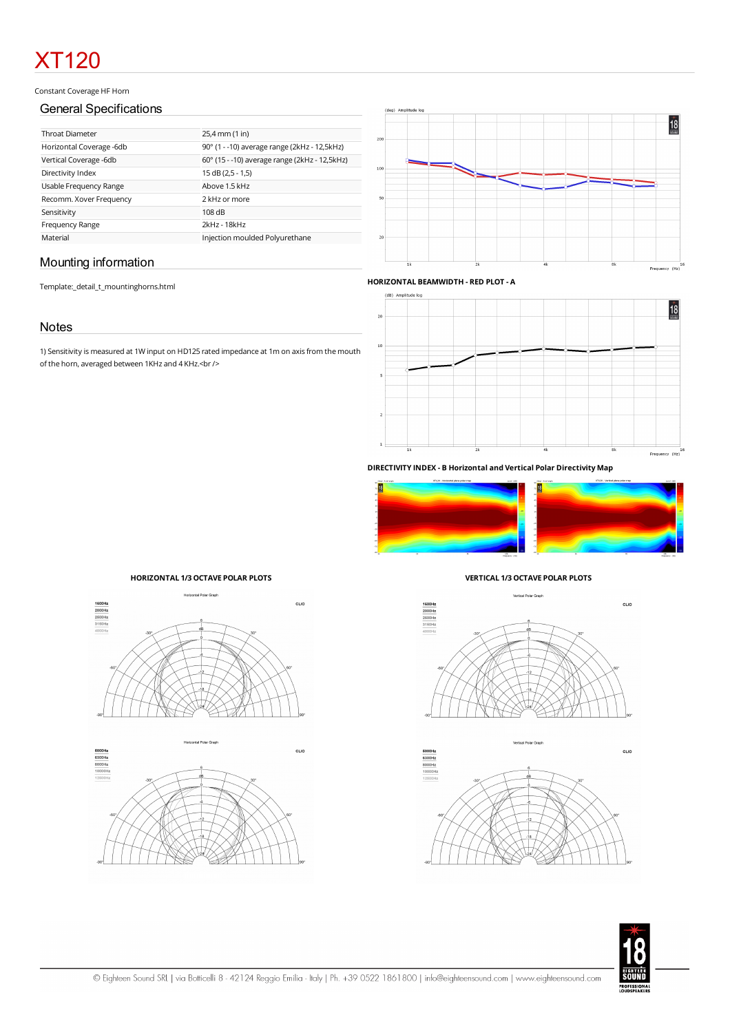# XT120

Constant Coverage HF Horn

## General Specifications

| | |
|---|---|
| Throat Diameter | 25,4 mm (1 in) |
| Horizontal Coverage -6db | 90° (1 - -10) average range (2kHz - 12,5kHz) |
| Vertical Coverage -6db | 60° (15 - -10) average range (2kHz - 12,5kHz) |
| Directivity Index | 15 dB (2,5 - 1,5) |
| Usable Frequency Range | Above 1.5 kHz |
| Recomm. Xover Frequency | 2 kHz or more |
| Sensitivity | 108 dB |
| Frequency Range | 2kHz - 18kHz |
| Material | Injection moulded Polyurethane |

## Mounting information

Template:_detail_t_mountinghorns.html

## Notes

1) Sensitivity is measured at 1W input on HD125 rated impedance at 1m on axis from the mouth of the horn, averaged between 1KHz and 4 KHz.<br />

(deg) Amplitude log
200
100
50
20
1k 2k 4k 8k 16
Frequency (Hz)

**HORIZONTAL BEAMWIDTH - RED PLOT - A**

(dB) Amplitude log
20
10
5
2
1
1k 2k 4k 8k 16
Frequency (Hz)

**DIRECTIVITY INDEX - B Horizontal and Vertical Polar Directivity Map**

**HORIZONTAL 1/3 OCTAVE POLAR PLOTS**

Horizontal Polar Graph
1600Hz
2000Hz
2500Hz
3150Hz
4000Hz
CLIO

Horizontal Polar Graph
5000Hz
6300Hz
8000Hz
10000Hz
12500Hz
CLIO

**VERTICAL 1/3 OCTAVE POLAR PLOTS**

Vertical Polar Graph
1600Hz
2000Hz
2500Hz
3150Hz
4000Hz
CLIO

Vertical Polar Graph
5000Hz
6300Hz
8000Hz
10000Hz
12500Hz
CLIO

© Eighteen Sound SRL | via Botticelli 8 - 42124 Reggio Emilia - Italy | Ph. +39 0522 1861800 | info@eighteensound.com | www.eighteensound.com